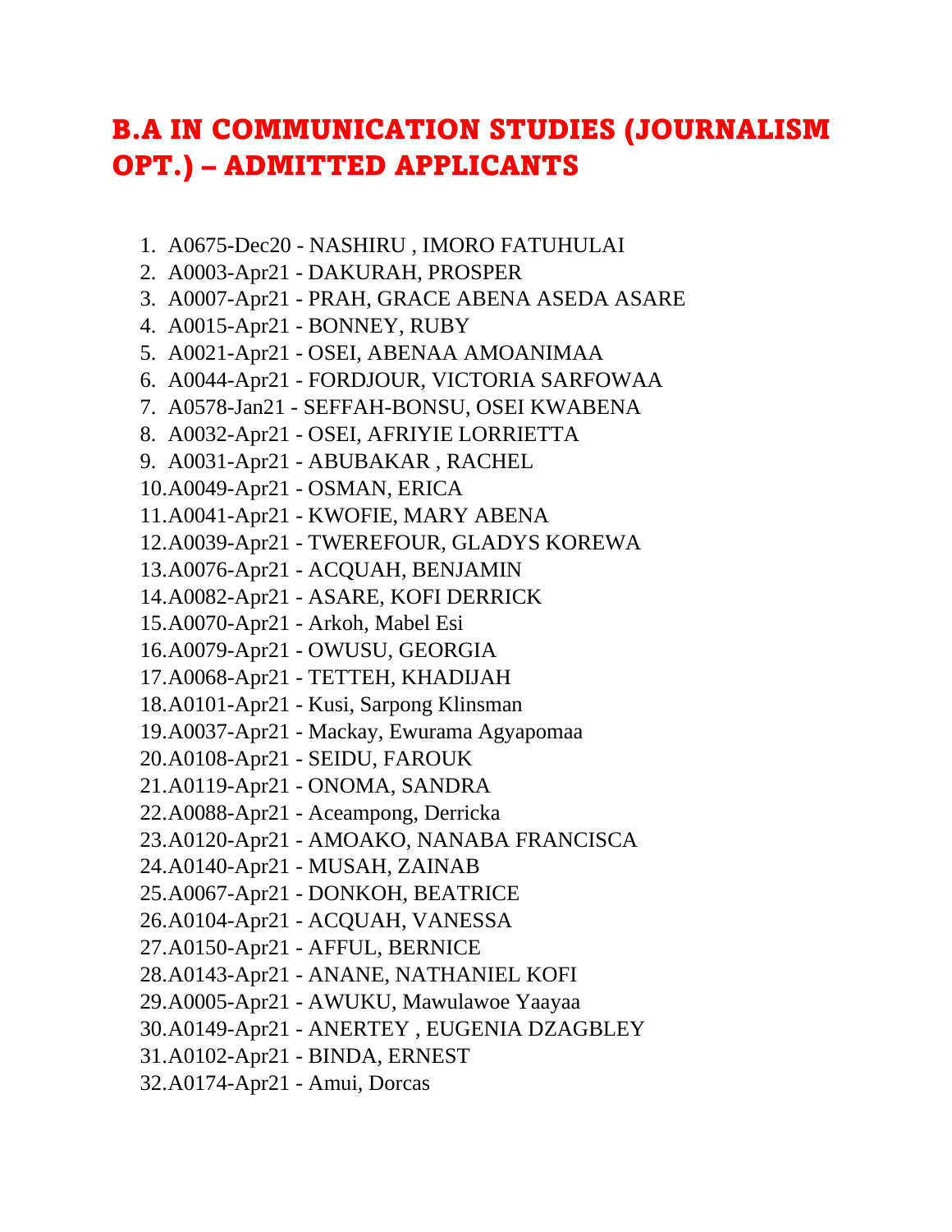# B.A IN COMMUNICATION STUDIES (JOURNALISM OPT.) – ADMITTED APPLICANTS

1. A0675-Dec20 - NASHIRU , IMORO FATUHULAI
2. A0003-Apr21 - DAKURAH, PROSPER
3. A0007-Apr21 - PRAH, GRACE ABENA ASEDA ASARE
4. A0015-Apr21 - BONNEY, RUBY
5. A0021-Apr21 - OSEI, ABENAA AMOANIMAA
6. A0044-Apr21 - FORDJOUR, VICTORIA SARFOWAA
7. A0578-Jan21 - SEFFAH-BONSU, OSEI KWABENA
8. A0032-Apr21 - OSEI, AFRIYIE LORRIETTA
9. A0031-Apr21 - ABUBAKAR , RACHEL
10. A0049-Apr21 - OSMAN, ERICA
11. A0041-Apr21 - KWOFIE, MARY ABENA
12. A0039-Apr21 - TWEREFOUR, GLADYS KOREWA
13. A0076-Apr21 - ACQUAH, BENJAMIN
14. A0082-Apr21 - ASARE, KOFI DERRICK
15. A0070-Apr21 - Arkoh, Mabel Esi
16. A0079-Apr21 - OWUSU, GEORGIA
17. A0068-Apr21 - TETTEH, KHADIJAH
18. A0101-Apr21 - Kusi, Sarpong Klinsman
19. A0037-Apr21 - Mackay, Ewurama Agyapomaa
20. A0108-Apr21 - SEIDU, FAROUK
21. A0119-Apr21 - ONOMA, SANDRA
22. A0088-Apr21 - Aceampong, Derricka
23. A0120-Apr21 - AMOAKO, NANABA FRANCISCA
24. A0140-Apr21 - MUSAH, ZAINAB
25. A0067-Apr21 - DONKOH, BEATRICE
26. A0104-Apr21 - ACQUAH, VANESSA
27. A0150-Apr21 - AFFUL, BERNICE
28. A0143-Apr21 - ANANE, NATHANIEL KOFI
29. A0005-Apr21 - AWUKU, Mawulawoe Yaayaa
30. A0149-Apr21 - ANERTEY , EUGENIA DZAGBLEY
31. A0102-Apr21 - BINDA, ERNEST
32. A0174-Apr21 - Amui, Dorcas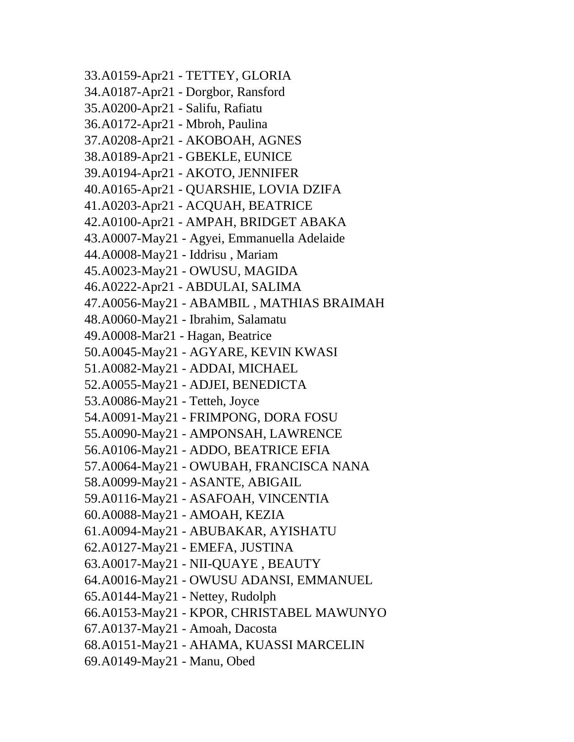33.A0159-Apr21 - TETTEY, GLORIA
34.A0187-Apr21 - Dorgbor, Ransford
35.A0200-Apr21 - Salifu, Rafiatu
36.A0172-Apr21 - Mbroh, Paulina
37.A0208-Apr21 - AKOBOAH, AGNES
38.A0189-Apr21 - GBEKLE, EUNICE
39.A0194-Apr21 - AKOTO, JENNIFER
40.A0165-Apr21 - QUARSHIE, LOVIA DZIFA
41.A0203-Apr21 - ACQUAH, BEATRICE
42.A0100-Apr21 - AMPAH, BRIDGET ABAKA
43.A0007-May21 - Agyei, Emmanuella Adelaide
44.A0008-May21 - Iddrisu , Mariam
45.A0023-May21 - OWUSU, MAGIDA
46.A0222-Apr21 - ABDULAI, SALIMA
47.A0056-May21 - ABAMBIL , MATHIAS BRAIMAH
48.A0060-May21 - Ibrahim, Salamatu
49.A0008-Mar21 - Hagan, Beatrice
50.A0045-May21 - AGYARE, KEVIN KWASI
51.A0082-May21 - ADDAI, MICHAEL
52.A0055-May21 - ADJEI, BENEDICTA
53.A0086-May21 - Tetteh, Joyce
54.A0091-May21 - FRIMPONG, DORA FOSU
55.A0090-May21 - AMPONSAH, LAWRENCE
56.A0106-May21 - ADDO, BEATRICE EFIA
57.A0064-May21 - OWUBAH, FRANCISCA NANA
58.A0099-May21 - ASANTE, ABIGAIL
59.A0116-May21 - ASAFOAH, VINCENTIA
60.A0088-May21 - AMOAH, KEZIA
61.A0094-May21 - ABUBAKAR, AYISHATU
62.A0127-May21 - EMEFA, JUSTINA
63.A0017-May21 - NII-QUAYE , BEAUTY
64.A0016-May21 - OWUSU ADANSI, EMMANUEL
65.A0144-May21 - Nettey, Rudolph
66.A0153-May21 - KPOR, CHRISTABEL MAWUNYO
67.A0137-May21 - Amoah, Dacosta
68.A0151-May21 - AHAMA, KUASSI MARCELIN
69.A0149-May21 - Manu, Obed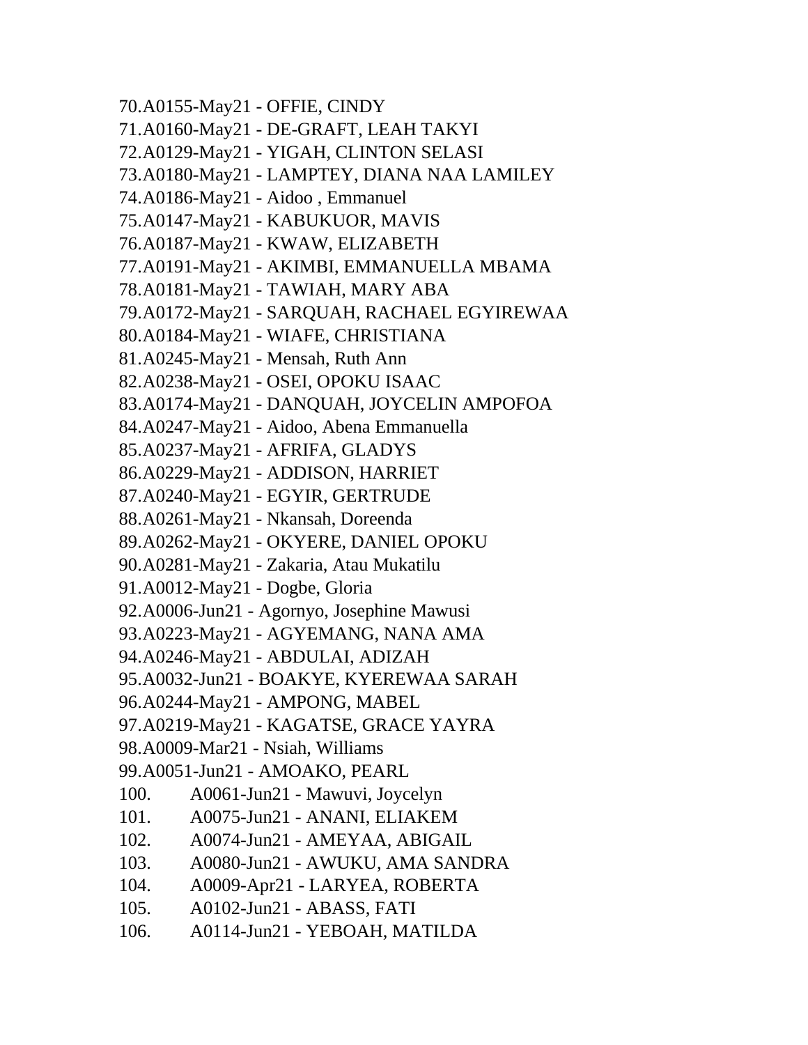70. A0155-May21 - OFFIE, CINDY
71. A0160-May21 - DE-GRAFT, LEAH TAKYI
72. A0129-May21 - YIGAH, CLINTON SELASI
73. A0180-May21 - LAMPTEY, DIANA NAA LAMILEY
74. A0186-May21 - Aidoo , Emmanuel
75. A0147-May21 - KABUKUOR, MAVIS
76. A0187-May21 - KWAW, ELIZABETH
77. A0191-May21 - AKIMBI, EMMANUELLA MBAMA
78. A0181-May21 - TAWIAH, MARY ABA
79. A0172-May21 - SARQUAH, RACHAEL EGYIREWAA
80. A0184-May21 - WIAFE, CHRISTIANA
81. A0245-May21 - Mensah, Ruth Ann
82. A0238-May21 - OSEI, OPOKU ISAAC
83. A0174-May21 - DANQUAH, JOYCELIN AMPOFOA
84. A0247-May21 - Aidoo, Abena Emmanuella
85. A0237-May21 - AFRIFA, GLADYS
86. A0229-May21 - ADDISON, HARRIET
87. A0240-May21 - EGYIR, GERTRUDE
88. A0261-May21 - Nkansah, Doreenda
89. A0262-May21 - OKYERE, DANIEL OPOKU
90. A0281-May21 - Zakaria, Atau Mukatilu
91. A0012-May21 - Dogbe, Gloria
92. A0006-Jun21 - Agornyo, Josephine Mawusi
93. A0223-May21 - AGYEMANG, NANA AMA
94. A0246-May21 - ABDULAI, ADIZAH
95. A0032-Jun21 - BOAKYE, KYEREWAA SARAH
96. A0244-May21 - AMPONG, MABEL
97. A0219-May21 - KAGATSE, GRACE YAYRA
98. A0009-Mar21 - Nsiah, Williams
99. A0051-Jun21 - AMOAKO, PEARL
100. A0061-Jun21 - Mawuvi, Joycelyn
101. A0075-Jun21 - ANANI, ELIAKEM
102. A0074-Jun21 - AMEYAA, ABIGAIL
103. A0080-Jun21 - AWUKU, AMA SANDRA
104. A0009-Apr21 - LARYEA, ROBERTA
105. A0102-Jun21 - ABASS, FATI
106. A0114-Jun21 - YEBOAH, MATILDA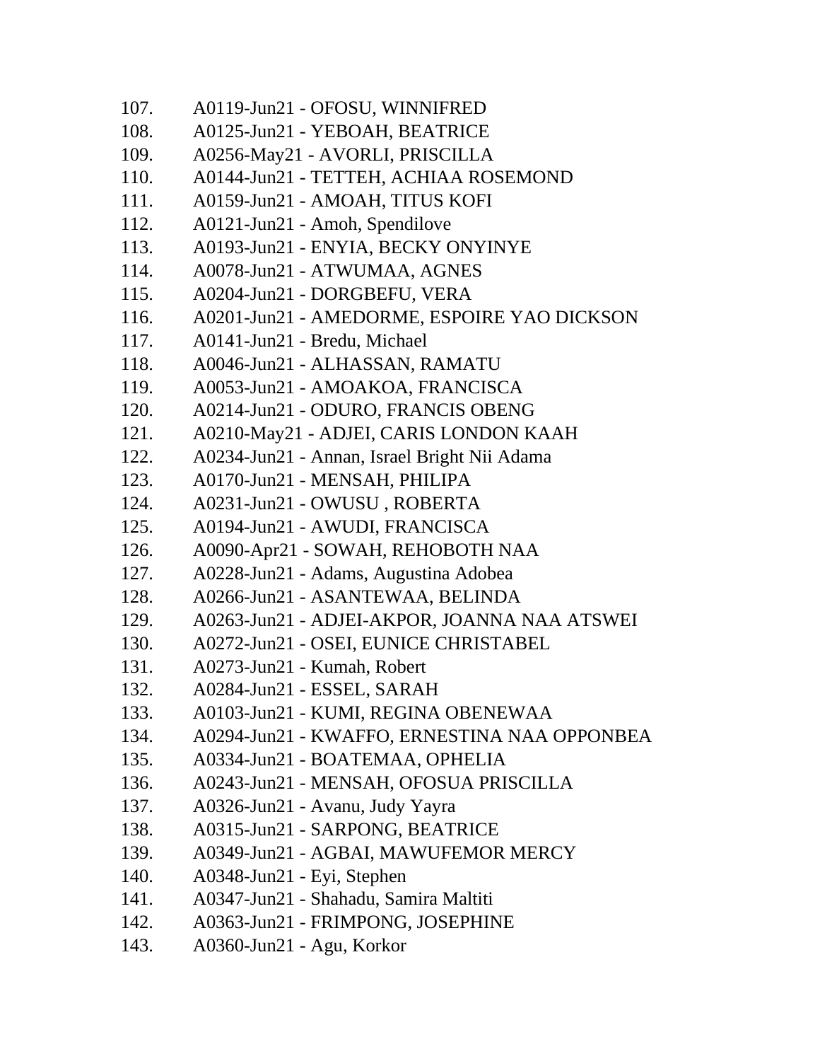107. A0119-Jun21 - OFOSU, WINNIFRED
108. A0125-Jun21 - YEBOAH, BEATRICE
109. A0256-May21 - AVORLI, PRISCILLA
110. A0144-Jun21 - TETTEH, ACHIAA ROSEMOND
111. A0159-Jun21 - AMOAH, TITUS KOFI
112. A0121-Jun21 - Amoh, Spendilove
113. A0193-Jun21 - ENYIA, BECKY ONYINYE
114. A0078-Jun21 - ATWUMAA, AGNES
115. A0204-Jun21 - DORGBEFU, VERA
116. A0201-Jun21 - AMEDORME, ESPOIRE YAO DICKSON
117. A0141-Jun21 - Bredu, Michael
118. A0046-Jun21 - ALHASSAN, RAMATU
119. A0053-Jun21 - AMOAKOA, FRANCISCA
120. A0214-Jun21 - ODURO, FRANCIS OBENG
121. A0210-May21 - ADJEI, CARIS LONDON KAAH
122. A0234-Jun21 - Annan, Israel Bright Nii Adama
123. A0170-Jun21 - MENSAH, PHILIPA
124. A0231-Jun21 - OWUSU , ROBERTA
125. A0194-Jun21 - AWUDI, FRANCISCA
126. A0090-Apr21 - SOWAH, REHOBOTH NAA
127. A0228-Jun21 - Adams, Augustina Adobea
128. A0266-Jun21 - ASANTEWAA, BELINDA
129. A0263-Jun21 - ADJEI-AKPOR, JOANNA NAA ATSWEI
130. A0272-Jun21 - OSEI, EUNICE CHRISTABEL
131. A0273-Jun21 - Kumah, Robert
132. A0284-Jun21 - ESSEL, SARAH
133. A0103-Jun21 - KUMI, REGINA OBENEWAA
134. A0294-Jun21 - KWAFFO, ERNESTINA NAA OPPONBEA
135. A0334-Jun21 - BOATEMAA, OPHELIA
136. A0243-Jun21 - MENSAH, OFOSUA PRISCILLA
137. A0326-Jun21 - Avanu, Judy Yayra
138. A0315-Jun21 - SARPONG, BEATRICE
139. A0349-Jun21 - AGBAI, MAWUFEMOR MERCY
140. A0348-Jun21 - Eyi, Stephen
141. A0347-Jun21 - Shahadu, Samira Maltiti
142. A0363-Jun21 - FRIMPONG, JOSEPHINE
143. A0360-Jun21 - Agu, Korkor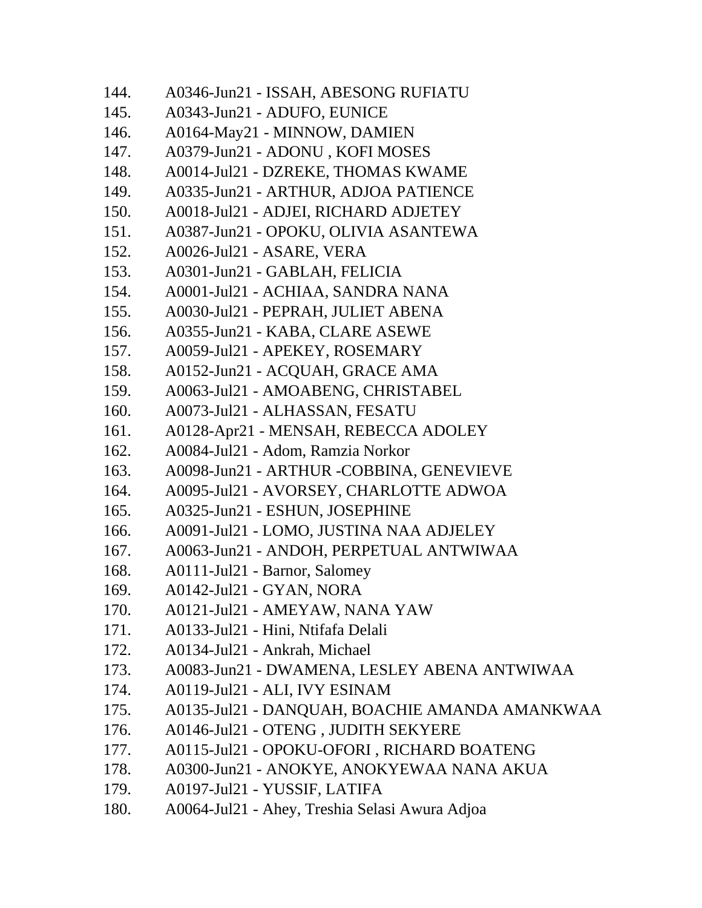144. A0346-Jun21 - ISSAH, ABESONG RUFIATU
145. A0343-Jun21 - ADUFO, EUNICE
146. A0164-May21 - MINNOW, DAMIEN
147. A0379-Jun21 - ADONU , KOFI MOSES
148. A0014-Jul21 - DZREKE, THOMAS KWAME
149. A0335-Jun21 - ARTHUR, ADJOA PATIENCE
150. A0018-Jul21 - ADJEI, RICHARD ADJETEY
151. A0387-Jun21 - OPOKU, OLIVIA ASANTEWA
152. A0026-Jul21 - ASARE, VERA
153. A0301-Jun21 - GABLAH, FELICIA
154. A0001-Jul21 - ACHIAA, SANDRA NANA
155. A0030-Jul21 - PEPRAH, JULIET ABENA
156. A0355-Jun21 - KABA, CLARE ASEWE
157. A0059-Jul21 - APEKEY, ROSEMARY
158. A0152-Jun21 - ACQUAH, GRACE AMA
159. A0063-Jul21 - AMOABENG, CHRISTABEL
160. A0073-Jul21 - ALHASSAN, FESATU
161. A0128-Apr21 - MENSAH, REBECCA ADOLEY
162. A0084-Jul21 - Adom, Ramzia Norkor
163. A0098-Jun21 - ARTHUR -COBBINA, GENEVIEVE
164. A0095-Jul21 - AVORSEY, CHARLOTTE ADWOA
165. A0325-Jun21 - ESHUN, JOSEPHINE
166. A0091-Jul21 - LOMO, JUSTINA NAA ADJELEY
167. A0063-Jun21 - ANDOH, PERPETUAL ANTWIWAA
168. A0111-Jul21 - Barnor, Salomey
169. A0142-Jul21 - GYAN, NORA
170. A0121-Jul21 - AMEYAW, NANA YAW
171. A0133-Jul21 - Hini, Ntifafa Delali
172. A0134-Jul21 - Ankrah, Michael
173. A0083-Jun21 - DWAMENA, LESLEY ABENA ANTWIWAA
174. A0119-Jul21 - ALI, IVY ESINAM
175. A0135-Jul21 - DANQUAH, BOACHIE AMANDA AMANKWAA
176. A0146-Jul21 - OTENG , JUDITH SEKYERE
177. A0115-Jul21 - OPOKU-OFORI , RICHARD BOATENG
178. A0300-Jun21 - ANOKYE, ANOKYEWAA NANA AKUA
179. A0197-Jul21 - YUSSIF, LATIFA
180. A0064-Jul21 - Ahey, Treshia Selasi Awura Adjoa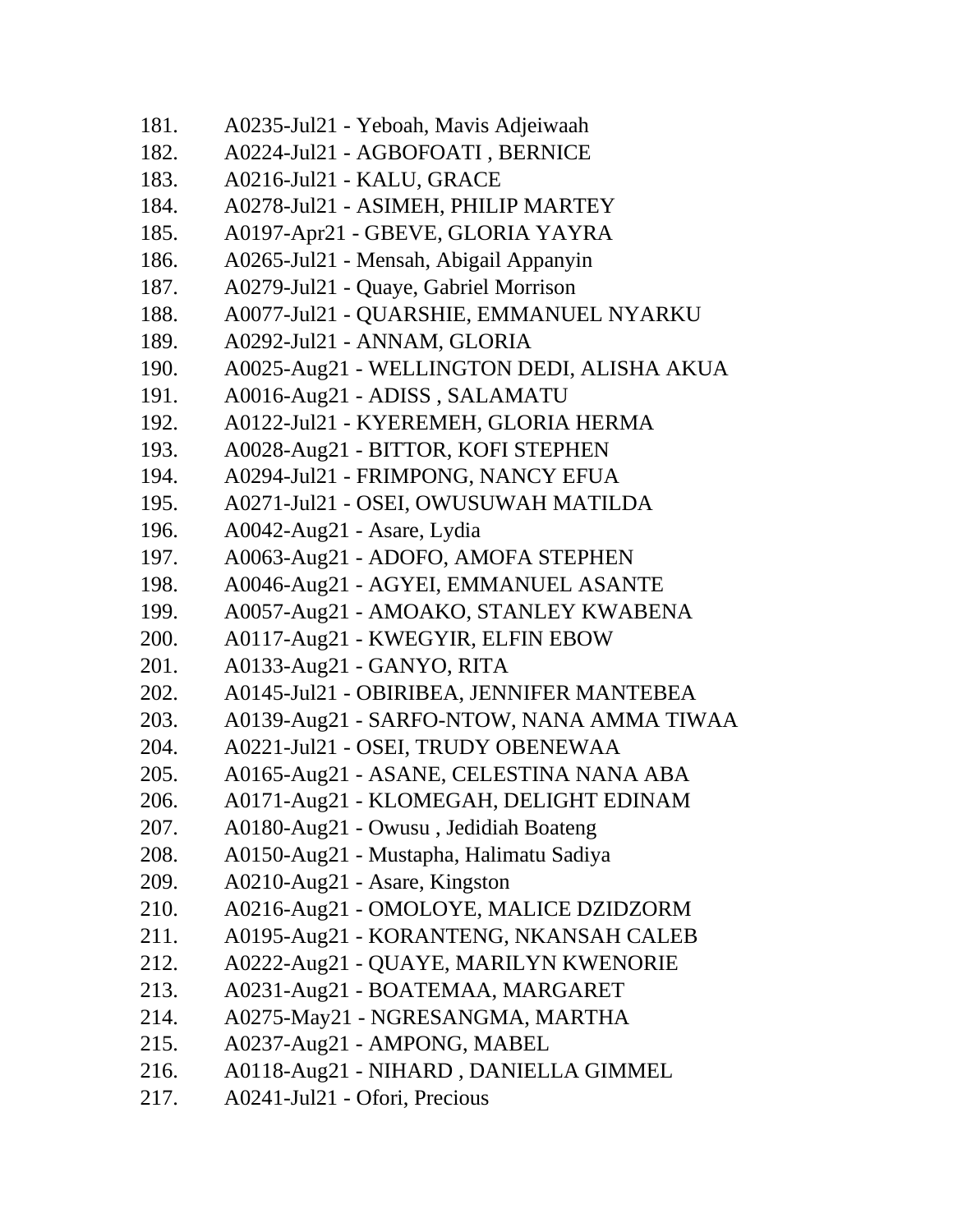181. A0235-Jul21 - Yeboah, Mavis Adjeiwaah
182. A0224-Jul21 - AGBOFOATI , BERNICE
183. A0216-Jul21 - KALU, GRACE
184. A0278-Jul21 - ASIMEH, PHILIP MARTEY
185. A0197-Apr21 - GBEVE, GLORIA YAYRA
186. A0265-Jul21 - Mensah, Abigail Appanyin
187. A0279-Jul21 - Quaye, Gabriel Morrison
188. A0077-Jul21 - QUARSHIE, EMMANUEL NYARKU
189. A0292-Jul21 - ANNAM, GLORIA
190. A0025-Aug21 - WELLINGTON DEDI, ALISHA AKUA
191. A0016-Aug21 - ADISS , SALAMATU
192. A0122-Jul21 - KYEREMEH, GLORIA HERMA
193. A0028-Aug21 - BITTOR, KOFI STEPHEN
194. A0294-Jul21 - FRIMPONG, NANCY EFUA
195. A0271-Jul21 - OSEI, OWUSUWAH MATILDA
196. A0042-Aug21 - Asare, Lydia
197. A0063-Aug21 - ADOFO, AMOFA STEPHEN
198. A0046-Aug21 - AGYEI, EMMANUEL ASANTE
199. A0057-Aug21 - AMOAKO, STANLEY KWABENA
200. A0117-Aug21 - KWEGYIR, ELFIN EBOW
201. A0133-Aug21 - GANYO, RITA
202. A0145-Jul21 - OBIRIBEA, JENNIFER MANTEBEA
203. A0139-Aug21 - SARFO-NTOW, NANA AMMA TIWAA
204. A0221-Jul21 - OSEI, TRUDY OBENEWAA
205. A0165-Aug21 - ASANE, CELESTINA NANA ABA
206. A0171-Aug21 - KLOMEGAH, DELIGHT EDINAM
207. A0180-Aug21 - Owusu , Jedidiah Boateng
208. A0150-Aug21 - Mustapha, Halimatu Sadiya
209. A0210-Aug21 - Asare, Kingston
210. A0216-Aug21 - OMOLOYE, MALICE DZIDZORM
211. A0195-Aug21 - KORANTENG, NKANSAH CALEB
212. A0222-Aug21 - QUAYE, MARILYN KWENORIE
213. A0231-Aug21 - BOATEMAA, MARGARET
214. A0275-May21 - NGRESANGMA, MARTHA
215. A0237-Aug21 - AMPONG, MABEL
216. A0118-Aug21 - NIHARD , DANIELLA GIMMEL
217. A0241-Jul21 - Ofori, Precious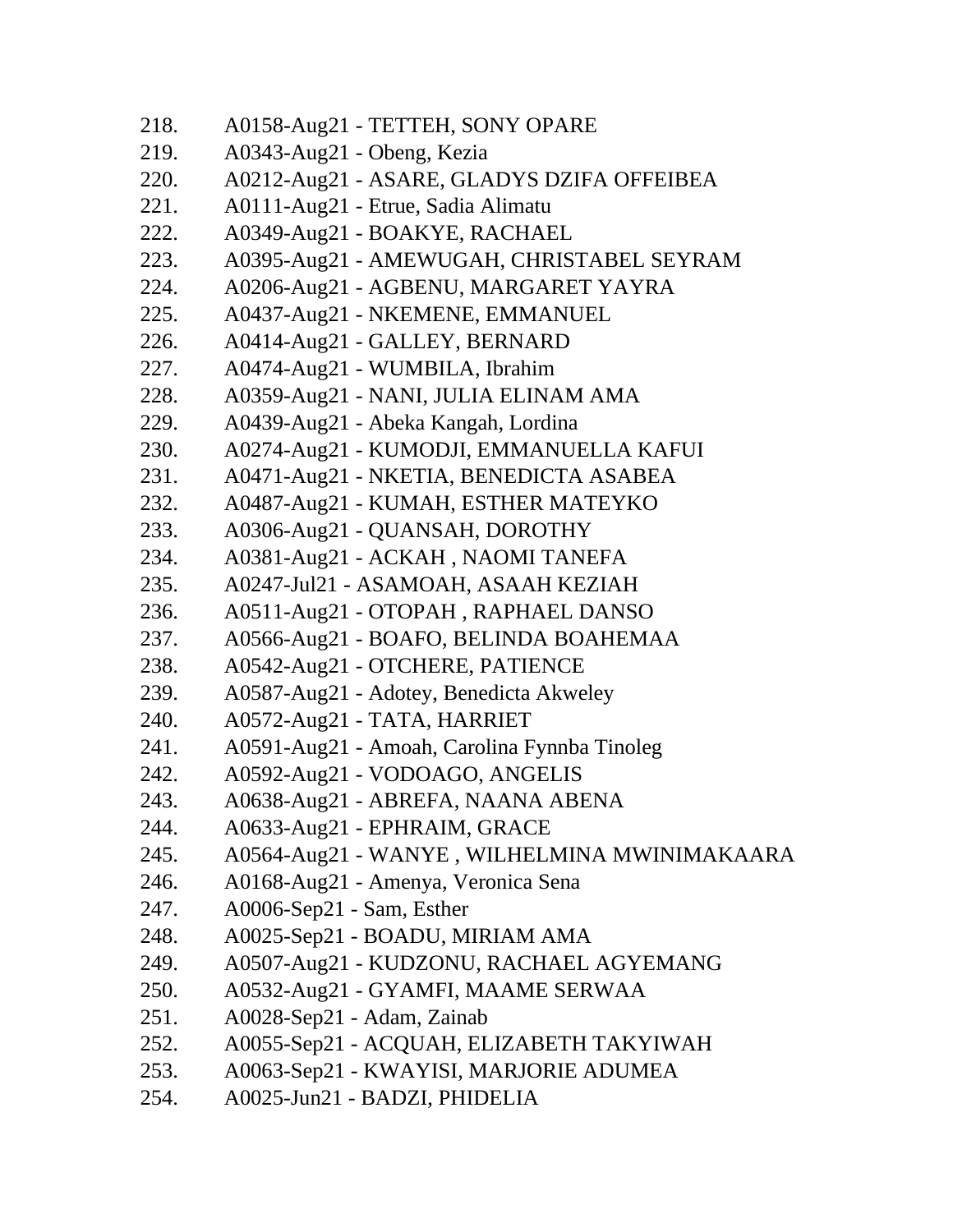218. A0158-Aug21 - TETTEH, SONY OPARE
219. A0343-Aug21 - Obeng, Kezia
220. A0212-Aug21 - ASARE, GLADYS DZIFA OFFEIBEA
221. A0111-Aug21 - Etrue, Sadia Alimatu
222. A0349-Aug21 - BOAKYE, RACHAEL
223. A0395-Aug21 - AMEWUGAH, CHRISTABEL SEYRAM
224. A0206-Aug21 - AGBENU, MARGARET YAYRA
225. A0437-Aug21 - NKEMENE, EMMANUEL
226. A0414-Aug21 - GALLEY, BERNARD
227. A0474-Aug21 - WUMBILA, Ibrahim
228. A0359-Aug21 - NANI, JULIA ELINAM AMA
229. A0439-Aug21 - Abeka Kangah, Lordina
230. A0274-Aug21 - KUMODJI, EMMANUELLA KAFUI
231. A0471-Aug21 - NKETIA, BENEDICTA ASABEA
232. A0487-Aug21 - KUMAH, ESTHER MATEYKO
233. A0306-Aug21 - QUANSAH, DOROTHY
234. A0381-Aug21 - ACKAH , NAOMI TANEFA
235. A0247-Jul21 - ASAMOAH, ASAAH KEZIAH
236. A0511-Aug21 - OTOPAH , RAPHAEL DANSO
237. A0566-Aug21 - BOAFO, BELINDA BOAHEMAA
238. A0542-Aug21 - OTCHERE, PATIENCE
239. A0587-Aug21 - Adotey, Benedicta Akweley
240. A0572-Aug21 - TATA, HARRIET
241. A0591-Aug21 - Amoah, Carolina Fynnba Tinoleg
242. A0592-Aug21 - VODOAGO, ANGELIS
243. A0638-Aug21 - ABREFA, NAANA ABENA
244. A0633-Aug21 - EPHRAIM, GRACE
245. A0564-Aug21 - WANYE , WILHELMINA MWINIMAKAARA
246. A0168-Aug21 - Amenya, Veronica Sena
247. A0006-Sep21 - Sam, Esther
248. A0025-Sep21 - BOADU, MIRIAM AMA
249. A0507-Aug21 - KUDZONU, RACHAEL AGYEMANG
250. A0532-Aug21 - GYAMFI, MAAME SERWAA
251. A0028-Sep21 - Adam, Zainab
252. A0055-Sep21 - ACQUAH, ELIZABETH TAKYIWAH
253. A0063-Sep21 - KWAYISI, MARJORIE ADUMEA
254. A0025-Jun21 - BADZI, PHIDELIA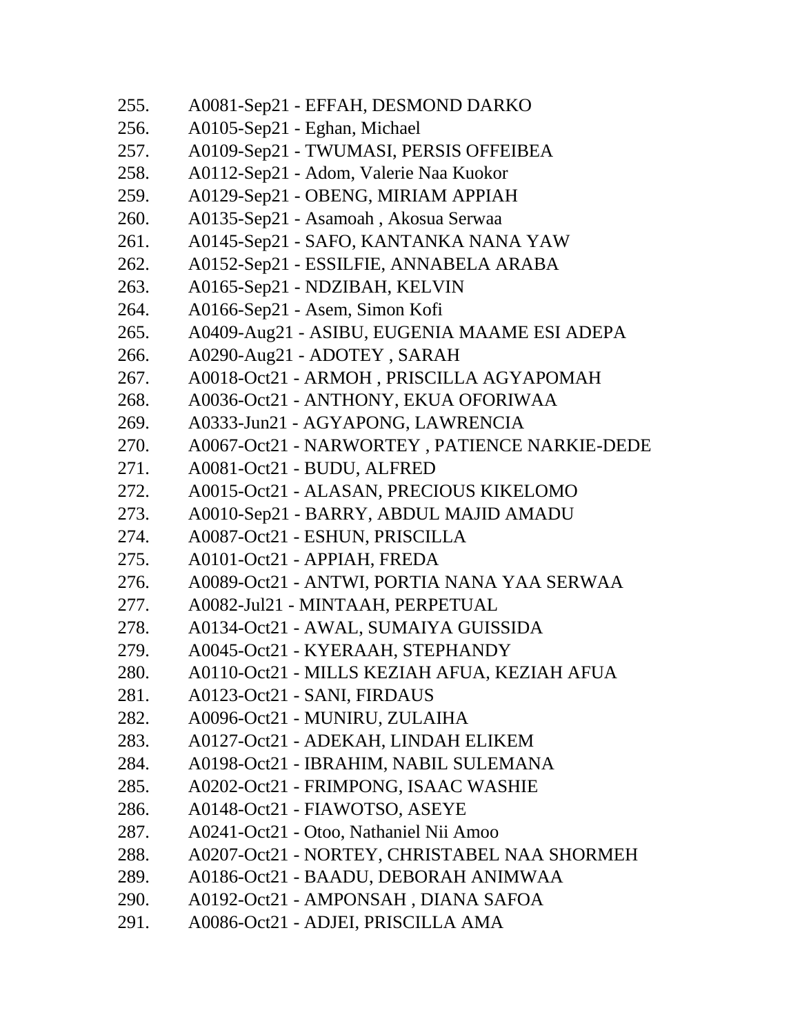255. A0081-Sep21 - EFFAH, DESMOND DARKO
256. A0105-Sep21 - Eghan, Michael
257. A0109-Sep21 - TWUMASI, PERSIS OFFEIBEA
258. A0112-Sep21 - Adom, Valerie Naa Kuokor
259. A0129-Sep21 - OBENG, MIRIAM APPIAH
260. A0135-Sep21 - Asamoah , Akosua Serwaa
261. A0145-Sep21 - SAFO, KANTANKA NANA YAW
262. A0152-Sep21 - ESSILFIE, ANNABELA ARABA
263. A0165-Sep21 - NDZIBAH, KELVIN
264. A0166-Sep21 - Asem, Simon Kofi
265. A0409-Aug21 - ASIBU, EUGENIA MAAME ESI ADEPA
266. A0290-Aug21 - ADOTEY , SARAH
267. A0018-Oct21 - ARMOH , PRISCILLA AGYAPOMAH
268. A0036-Oct21 - ANTHONY, EKUA OFORIWAA
269. A0333-Jun21 - AGYAPONG, LAWRENCIA
270. A0067-Oct21 - NARWORTEY , PATIENCE NARKIE-DEDE
271. A0081-Oct21 - BUDU, ALFRED
272. A0015-Oct21 - ALASAN, PRECIOUS KIKELOMO
273. A0010-Sep21 - BARRY, ABDUL MAJID AMADU
274. A0087-Oct21 - ESHUN, PRISCILLA
275. A0101-Oct21 - APPIAH, FREDA
276. A0089-Oct21 - ANTWI, PORTIA NANA YAA SERWAA
277. A0082-Jul21 - MINTAAH, PERPETUAL
278. A0134-Oct21 - AWAL, SUMAIYA GUISSIDA
279. A0045-Oct21 - KYERAAH, STEPHANDY
280. A0110-Oct21 - MILLS KEZIAH AFUA, KEZIAH AFUA
281. A0123-Oct21 - SANI, FIRDAUS
282. A0096-Oct21 - MUNIRU, ZULAIHA
283. A0127-Oct21 - ADEKAH, LINDAH ELIKEM
284. A0198-Oct21 - IBRAHIM, NABIL SULEMANA
285. A0202-Oct21 - FRIMPONG, ISAAC WASHIE
286. A0148-Oct21 - FIAWOTSO, ASEYE
287. A0241-Oct21 - Otoo, Nathaniel Nii Amoo
288. A0207-Oct21 - NORTEY, CHRISTABEL NAA SHORMEH
289. A0186-Oct21 - BAADU, DEBORAH ANIMWAA
290. A0192-Oct21 - AMPONSAH , DIANA SAFOA
291. A0086-Oct21 - ADJEI, PRISCILLA AMA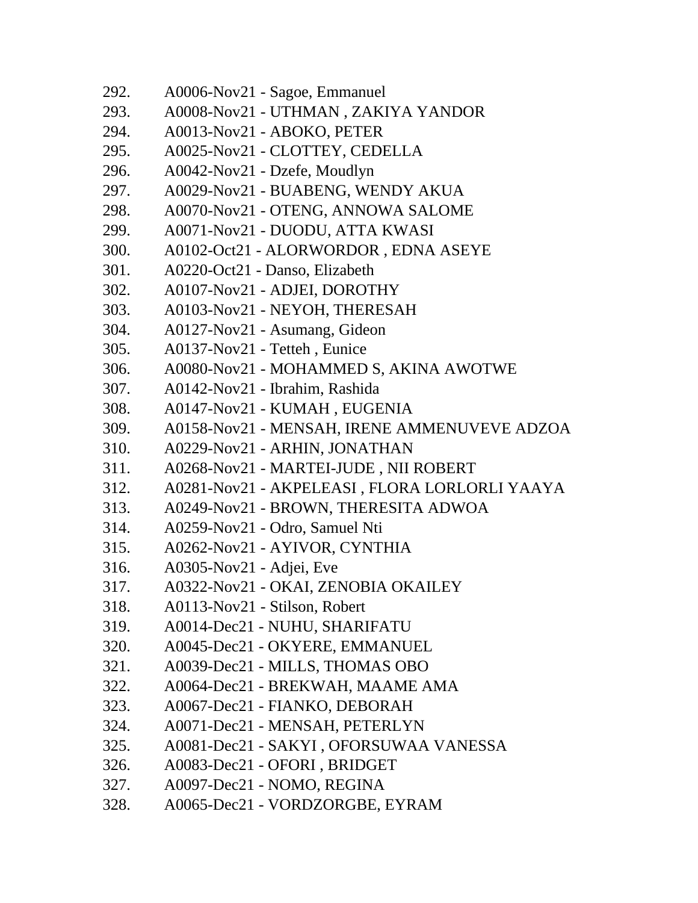292. A0006-Nov21 - Sagoe, Emmanuel
293. A0008-Nov21 - UTHMAN , ZAKIYA YANDOR
294. A0013-Nov21 - ABOKO, PETER
295. A0025-Nov21 - CLOTTEY, CEDELLA
296. A0042-Nov21 - Dzefe, Moudlyn
297. A0029-Nov21 - BUABENG, WENDY AKUA
298. A0070-Nov21 - OTENG, ANNOWA SALOME
299. A0071-Nov21 - DUODU, ATTA KWASI
300. A0102-Oct21 - ALORWORDOR , EDNA ASEYE
301. A0220-Oct21 - Danso, Elizabeth
302. A0107-Nov21 - ADJEI, DOROTHY
303. A0103-Nov21 - NEYOH, THERESAH
304. A0127-Nov21 - Asumang, Gideon
305. A0137-Nov21 - Tetteh , Eunice
306. A0080-Nov21 - MOHAMMED S, AKINA AWOTWE
307. A0142-Nov21 - Ibrahim, Rashida
308. A0147-Nov21 - KUMAH , EUGENIA
309. A0158-Nov21 - MENSAH, IRENE AMMENUVEVE ADZOA
310. A0229-Nov21 - ARHIN, JONATHAN
311. A0268-Nov21 - MARTEI-JUDE , NII ROBERT
312. A0281-Nov21 - AKPELEASI , FLORA LORLORLI YAAYA
313. A0249-Nov21 - BROWN, THERESITA ADWOA
314. A0259-Nov21 - Odro, Samuel Nti
315. A0262-Nov21 - AYIVOR, CYNTHIA
316. A0305-Nov21 - Adjei, Eve
317. A0322-Nov21 - OKAI, ZENOBIA OKAILEY
318. A0113-Nov21 - Stilson, Robert
319. A0014-Dec21 - NUHU, SHARIFATU
320. A0045-Dec21 - OKYERE, EMMANUEL
321. A0039-Dec21 - MILLS, THOMAS OBO
322. A0064-Dec21 - BREKWAH, MAAME AMA
323. A0067-Dec21 - FIANKO, DEBORAH
324. A0071-Dec21 - MENSAH, PETERLYN
325. A0081-Dec21 - SAKYI , OFORSUWAA VANESSA
326. A0083-Dec21 - OFORI , BRIDGET
327. A0097-Dec21 - NOMO, REGINA
328. A0065-Dec21 - VORDZORGBE, EYRAM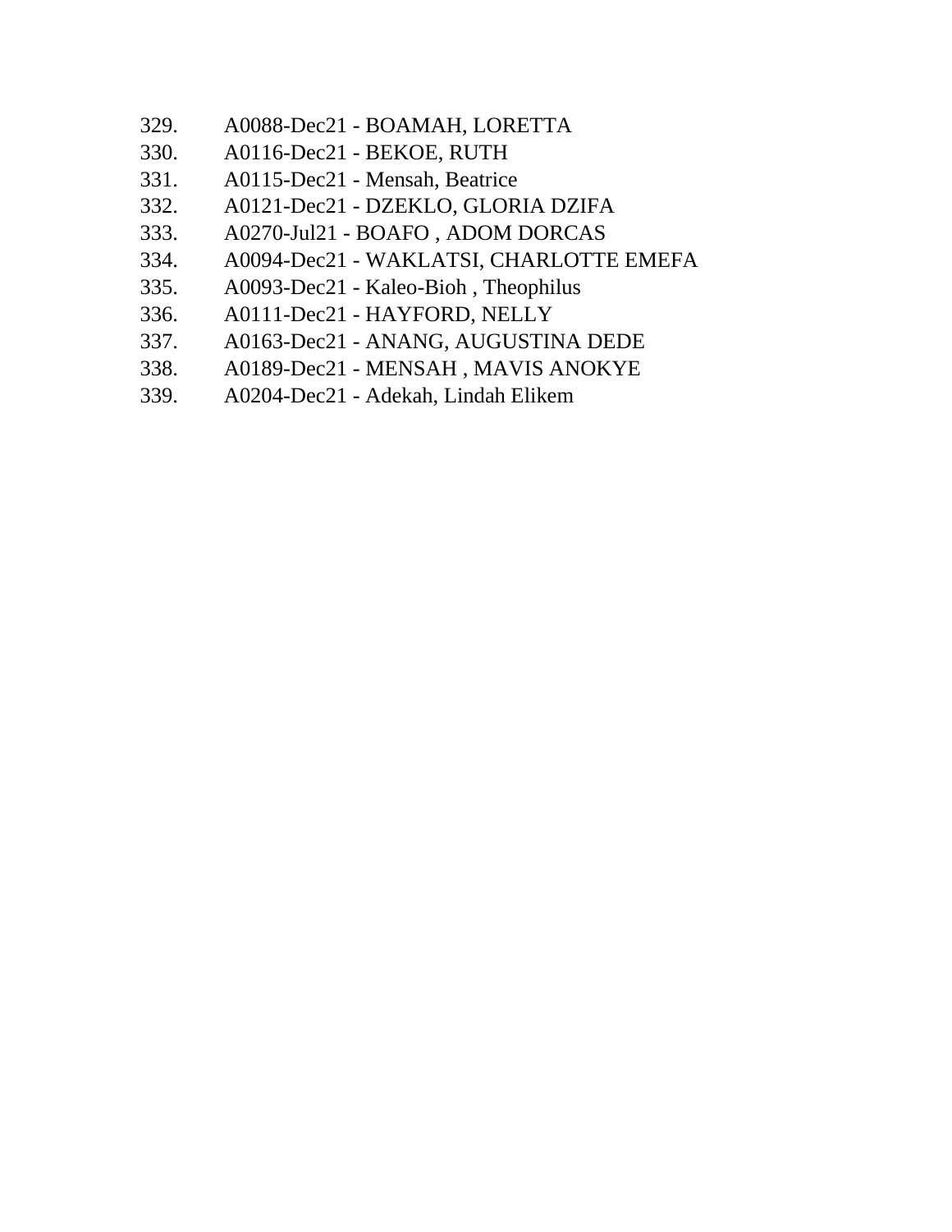329. A0088-Dec21 - BOAMAH, LORETTA
330. A0116-Dec21 - BEKOE, RUTH
331. A0115-Dec21 - Mensah, Beatrice
332. A0121-Dec21 - DZEKLO, GLORIA DZIFA
333. A0270-Jul21 - BOAFO , ADOM DORCAS
334. A0094-Dec21 - WAKLATSI, CHARLOTTE EMEFA
335. A0093-Dec21 - Kaleo-Bioh , Theophilus
336. A0111-Dec21 - HAYFORD, NELLY
337. A0163-Dec21 - ANANG, AUGUSTINA DEDE
338. A0189-Dec21 - MENSAH , MAVIS ANOKYE
339. A0204-Dec21 - Adekah, Lindah Elikem